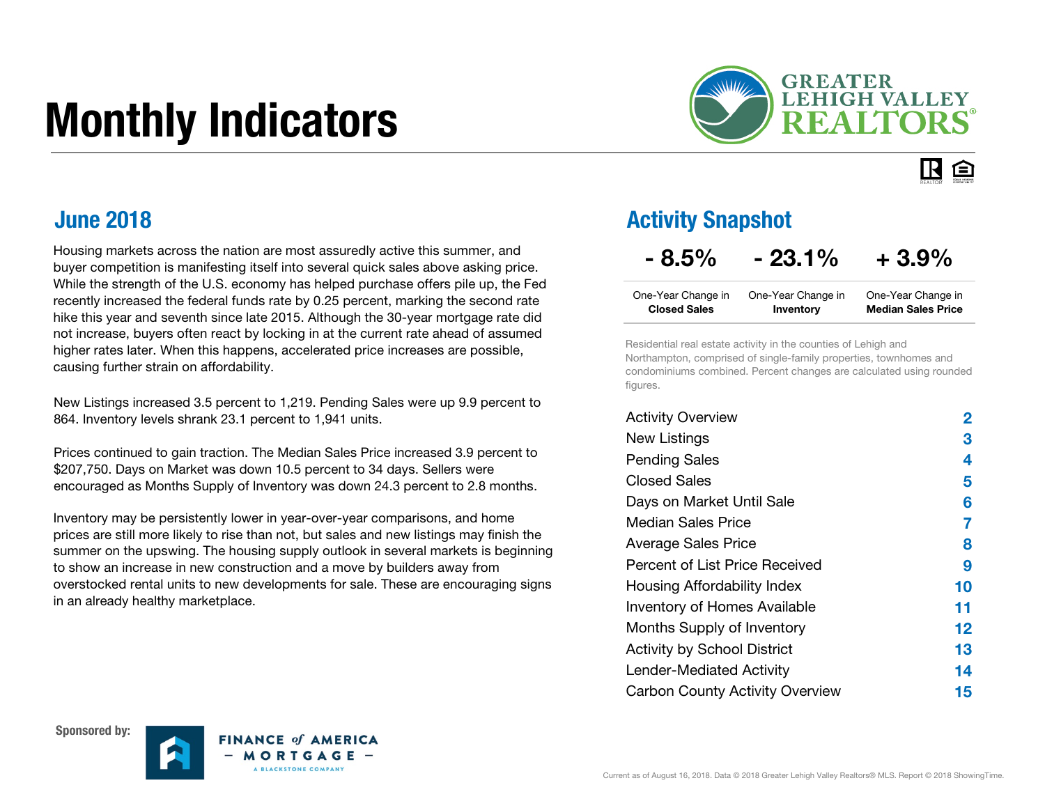# Monthly Indicators

GREATER LEHIGH VALLEY REALTORS®

## June 2018

Housing markets across the nation are most assuredly active this summer, and buyer competition is manifesting itself into several quick sales above asking price. While the strength of the U.S. economy has helped purchase offers pile up, the Fed recently increased the federal funds rate by 0.25 percent, marking the second rate hike this year and seventh since late 2015. Although the 30-year mortgage rate did not increase, buyers often react by locking in at the current rate ahead of assumed higher rates later. When this happens, accelerated price increases are possible, causing further strain on affordability.

New Listings increased 3.5 percent to 1,219. Pending Sales were up 9.9 percent to 864. Inventory levels shrank 23.1 percent to 1,941 units.

Prices continued to gain traction. The Median Sales Price increased 3.9 percent to $207,750. Days on Market was down 10.5 percent to 34 days. Sellers were encouraged as Months Supply of Inventory was down 24.3 percent to 2.8 months.

Inventory may be persistently lower in year-over-year comparisons, and home prices are still more likely to rise than not, but sales and new listings may finish the summer on the upswing. The housing supply outlook in several markets is beginning to show an increase in new construction and a move by builders away from overstocked rental units to new developments for sale. These are encouraging signs in an already healthy marketplace.

## Activity Snapshot

| - 8.5% | - 23.1% | + 3.9% |
|---|---|---|
| One-Year Change in **Closed Sales** | One-Year Change in **Inventory** | One-Year Change in **Median Sales Price** |

Residential real estate activity in the counties of Lehigh and Northampton, comprised of single-family properties, townhomes and condominiums combined. Percent changes are calculated using rounded figures.

| | |
|---|---|
| Activity Overview | 2 |
| New Listings | 3 |
| Pending Sales | 4 |
| Closed Sales | 5 |
| Days on Market Until Sale | 6 |
| Median Sales Price | 7 |
| Average Sales Price | 8 |
| Percent of List Price Received | 9 |
| Housing Affordability Index | 10 |
| Inventory of Homes Available | 11 |
| Months Supply of Inventory | 12 |
| Activity by School District | 13 |
| Lender-Mediated Activity | 14 |
| Carbon County Activity Overview | 15 |

Sponsored by: FINANCE of AMERICA – MORTGAGE – A BLACKSTONE COMPANY

Current as of August 16, 2018. Data © 2018 Greater Lehigh Valley Realtors® MLS. Report © 2018 ShowingTime.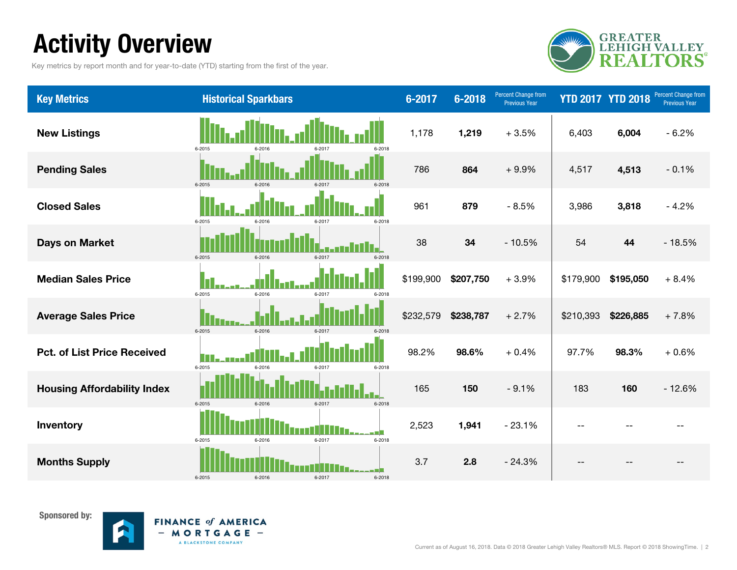# Activity Overview

Key metrics by report month and for year-to-date (YTD) starting from the first of the year.

GREATER LEHIGH VALLEY REALTORS®

| Key Metrics | Historical Sparkbars | 6-2017 | 6-2018 | Percent Change from Previous Year | YTD 2017 | YTD 2018 | Percent Change from Previous Year |
|---|---|---|---|---|---|---|---|
| New Listings | 6-2015 6-2016 6-2017 6-2018 | 1,178 | **1,219** | + 3.5% | 6,403 | **6,004** | - 6.2% |
| Pending Sales | 6-2015 6-2016 6-2017 6-2018 | 786 | **864** | + 9.9% | 4,517 | **4,513** | - 0.1% |
| Closed Sales | 6-2015 6-2016 6-2017 6-2018 | 961 | **879** | - 8.5% | 3,986 | **3,818** | - 4.2% |
| Days on Market | 6-2015 6-2016 6-2017 6-2018 | 38 | **34** | - 10.5% | 54 | **44** | - 18.5% |
| Median Sales Price | 6-2015 6-2016 6-2017 6-2018 | $199,900 | **$207,750** | + 3.9% | $179,900 | **$195,050** | + 8.4% |
| Average Sales Price | 6-2015 6-2016 6-2017 6-2018 | $232,579 | **$238,787** | + 2.7% | $210,393 | **$226,885** | + 7.8% |
| Pct. of List Price Received | 6-2015 6-2016 6-2017 6-2018 | 98.2% | **98.6%** | + 0.4% | 97.7% | **98.3%** | + 0.6% |
| Housing Affordability Index | 6-2015 6-2016 6-2017 6-2018 | 165 | **150** | - 9.1% | 183 | **160** | - 12.6% |
| Inventory | 6-2015 6-2016 6-2017 6-2018 | 2,523 | **1,941** | - 23.1% | -- | -- | -- |
| Months Supply | 6-2015 6-2016 6-2017 6-2018 | 3.7 | **2.8** | - 24.3% | -- | -- | -- |

**Sponsored by:** FINANCE of AMERICA – MORTGAGE – A BLACKSTONE COMPANY

Current as of August 16, 2018. Data © 2018 Greater Lehigh Valley Realtors® MLS. Report © 2018 ShowingTime.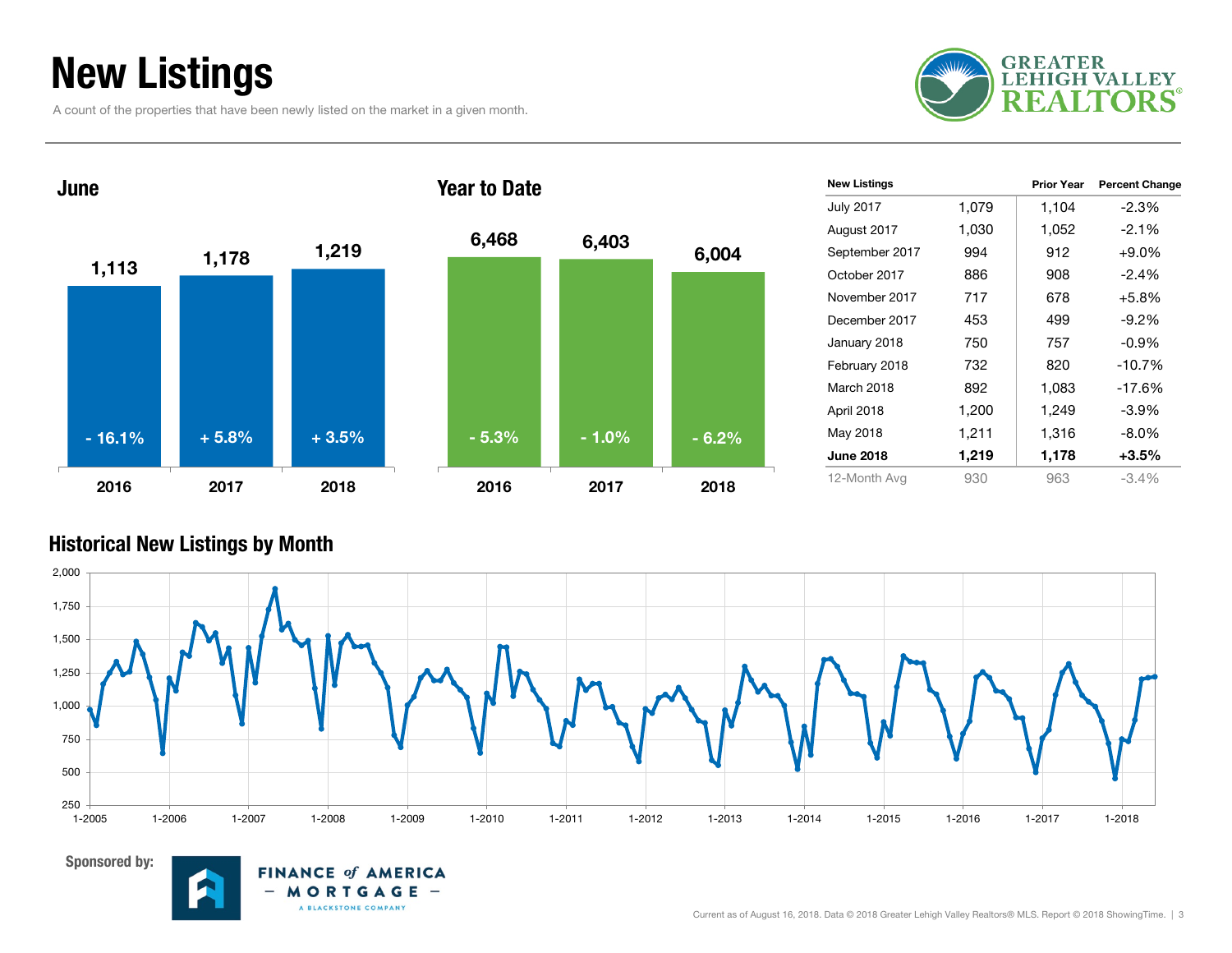# New Listings

A count of the properties that have been newly listed on the market in a given month.

GREATER LEHIGH VALLEY REALTORS®

## June

| Year | New Listings | Percent Change |
|---|---|---|
| 2016 | 1,113 | - 16.1% |
| 2017 | 1,178 | + 5.8% |
| 2018 | 1,219 | + 3.5% |

## Year to Date

| Year | New Listings | Percent Change |
|---|---|---|
| 2016 | 6,468 | - 5.3% |
| 2017 | 6,403 | - 1.0% |
| 2018 | 6,004 | - 6.2% |

| New Listings | | Prior Year | Percent Change |
|---|---|---|---|
| July 2017 | 1,079 | 1,104 | -2.3% |
| August 2017 | 1,030 | 1,052 | -2.1% |
| September 2017 | 994 | 912 | +9.0% |
| October 2017 | 886 | 908 | -2.4% |
| November 2017 | 717 | 678 | +5.8% |
| December 2017 | 453 | 499 | -9.2% |
| January 2018 | 750 | 757 | -0.9% |
| February 2018 | 732 | 820 | -10.7% |
| March 2018 | 892 | 1,083 | -17.6% |
| April 2018 | 1,200 | 1,249 | -3.9% |
| May 2018 | 1,211 | 1,316 | -8.0% |
| **June 2018** | **1,219** | **1,178** | **+3.5%** |
| 12-Month Avg | 930 | 963 | -3.4% |

## Historical New Listings by Month

Sponsored by: FINANCE of AMERICA – MORTGAGE – A BLACKSTONE COMPANY

Current as of August 16, 2018. Data © 2018 Greater Lehigh Valley Realtors® MLS. Report © 2018 ShowingTime.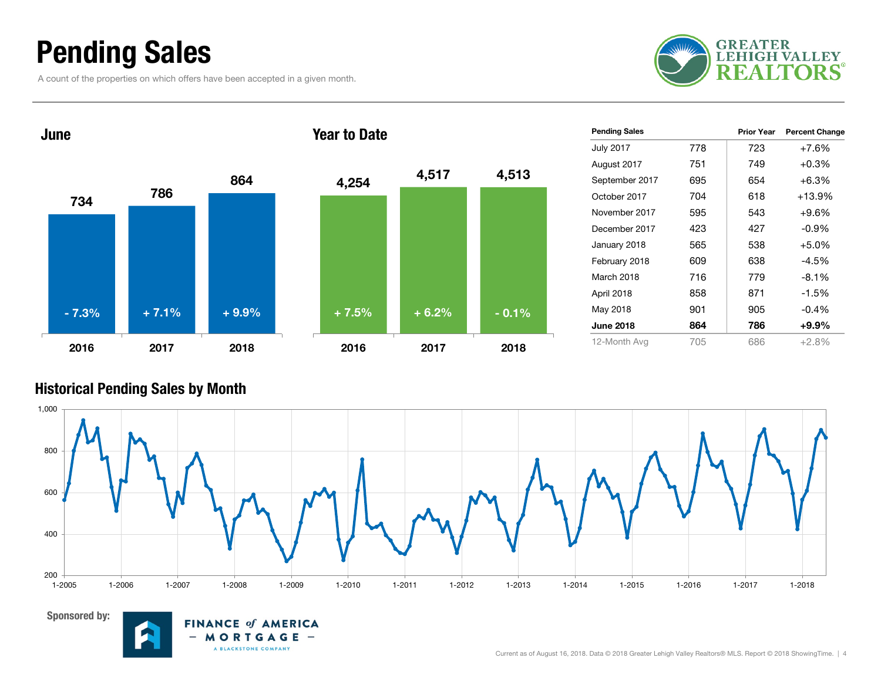# Pending Sales

A count of the properties on which offers have been accepted in a given month.

GREATER LEHIGH VALLEY REALTORS®

### June

| | 2016 | 2017 | 2018 |
|---|---|---|---|
| Pending Sales | 734 | 786 | 864 |
| Change | - 7.3% | + 7.1% | + 9.9% |

### Year to Date

| | 2016 | 2017 | 2018 |
|---|---|---|---|
| Pending Sales | 4,254 | 4,517 | 4,513 |
| Change | + 7.5% | + 6.2% | - 0.1% |

| Pending Sales | | Prior Year | Percent Change |
|---|---|---|---|
| July 2017 | 778 | 723 | +7.6% |
| August 2017 | 751 | 749 | +0.3% |
| September 2017 | 695 | 654 | +6.3% |
| October 2017 | 704 | 618 | +13.9% |
| November 2017 | 595 | 543 | +9.6% |
| December 2017 | 423 | 427 | -0.9% |
| January 2018 | 565 | 538 | +5.0% |
| February 2018 | 609 | 638 | -4.5% |
| March 2018 | 716 | 779 | -8.1% |
| April 2018 | 858 | 871 | -1.5% |
| May 2018 | 901 | 905 | -0.4% |
| **June 2018** | **864** | **786** | **+9.9%** |
| 12-Month Avg | 705 | 686 | +2.8% |

### Historical Pending Sales by Month

Sponsored by: FINANCE of AMERICA — MORTGAGE — A BLACKSTONE COMPANY

Current as of August 16, 2018. Data © 2018 Greater Lehigh Valley Realtors® MLS. Report © 2018 ShowingTime.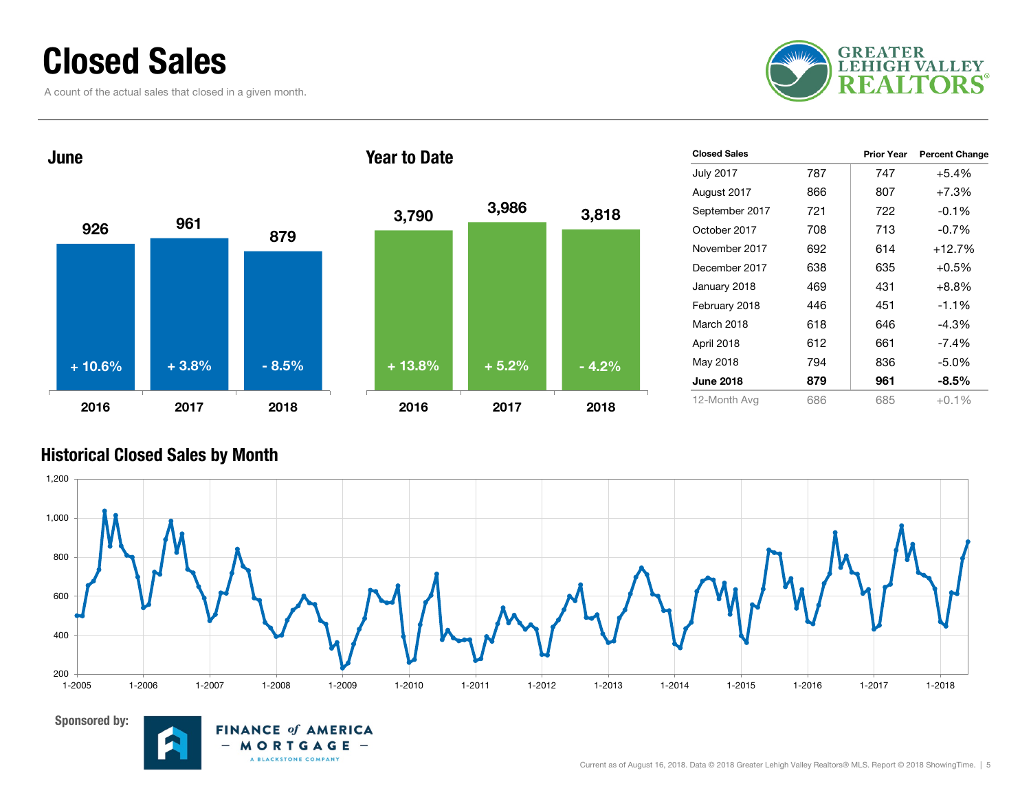# Closed Sales

A count of the actual sales that closed in a given month.

## June

| Year | Closed Sales | Change |
|---|---|---|
| 2016 | 926 | + 10.6% |
| 2017 | 961 | + 3.8% |
| 2018 | 879 | - 8.5% |

## Year to Date

| Year | Closed Sales | Change |
|---|---|---|
| 2016 | 3,790 | + 13.8% |
| 2017 | 3,986 | + 5.2% |
| 2018 | 3,818 | - 4.2% |

| Closed Sales | | Prior Year | Percent Change |
|---|---|---|---|
| July 2017 | 787 | 747 | +5.4% |
| August 2017 | 866 | 807 | +7.3% |
| September 2017 | 721 | 722 | -0.1% |
| October 2017 | 708 | 713 | -0.7% |
| November 2017 | 692 | 614 | +12.7% |
| December 2017 | 638 | 635 | +0.5% |
| January 2018 | 469 | 431 | +8.8% |
| February 2018 | 446 | 451 | -1.1% |
| March 2018 | 618 | 646 | -4.3% |
| April 2018 | 612 | 661 | -7.4% |
| May 2018 | 794 | 836 | -5.0% |
| **June 2018** | **879** | **961** | **-8.5%** |
| 12-Month Avg | 686 | 685 | +0.1% |

## Historical Closed Sales by Month

Sponsored by: Finance of America Mortgage – A Blackstone Company

Current as of August 16, 2018. Data © 2018 Greater Lehigh Valley Realtors® MLS. Report © 2018 ShowingTime.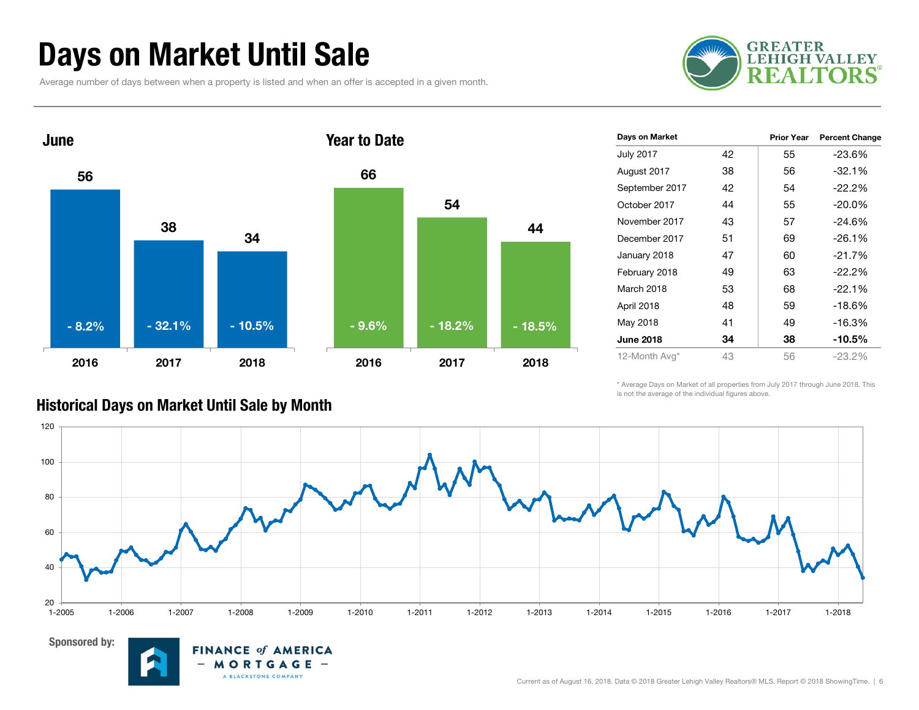# Days on Market Until Sale

Average number of days between when a property is listed and when an offer is accepted in a given month.

## June

| Year | Days | Change |
|---|---|---|
| 2016 | 56 | - 8.2% |
| 2017 | 38 | - 32.1% |
| 2018 | 34 | - 10.5% |

## Year to Date

| Year | Days | Change |
|---|---|---|
| 2016 | 66 | - 9.6% |
| 2017 | 54 | - 18.2% |
| 2018 | 44 | - 18.5% |

| Days on Market | | Prior Year | Percent Change |
|---|---|---|---|
| July 2017 | 42 | 55 | -23.6% |
| August 2017 | 38 | 56 | -32.1% |
| September 2017 | 42 | 54 | -22.2% |
| October 2017 | 44 | 55 | -20.0% |
| November 2017 | 43 | 57 | -24.6% |
| December 2017 | 51 | 69 | -26.1% |
| January 2018 | 47 | 60 | -21.7% |
| February 2018 | 49 | 63 | -22.2% |
| March 2018 | 53 | 68 | -22.1% |
| April 2018 | 48 | 59 | -18.6% |
| May 2018 | 41 | 49 | -16.3% |
| **June 2018** | **34** | **38** | **-10.5%** |
| 12-Month Avg* | 43 | 56 | -23.2% |

\* Average Days on Market of all properties from July 2017 through June 2018. This is not the average of the individual figures above.

## Historical Days on Market Until Sale by Month

Sponsored by: Finance of America Mortgage – A Blackstone Company

Current as of August 16, 2018. Data © 2018 Greater Lehigh Valley Realtors® MLS. Report © 2018 ShowingTime.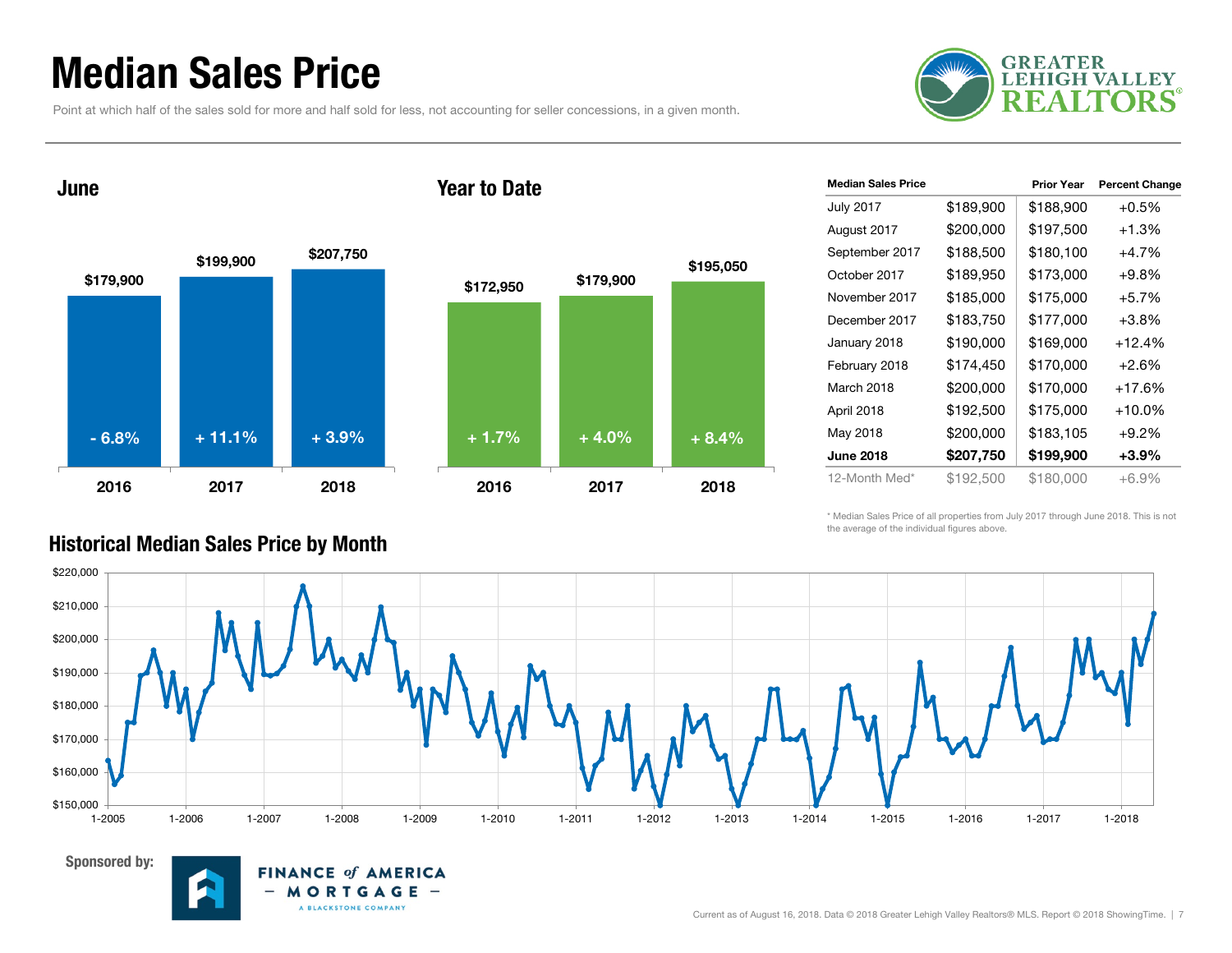# Median Sales Price

Point at which half of the sales sold for more and half sold for less, not accounting for seller concessions, in a given month.

GREATER LEHIGH VALLEY REALTORS®

## June

| Year | Median Sales Price | Change |
|---|---|---|
| 2016 | $179,900 | - 6.8% |
| 2017 | $199,900 | + 11.1% |
| 2018 | $207,750 | + 3.9% |

## Year to Date

| Year | Median Sales Price | Change |
|---|---|---|
| 2016 | $172,950 | + 1.7% |
| 2017 | $179,900 | + 4.0% |
| 2018 | $195,050 | + 8.4% |

| Median Sales Price | | Prior Year | Percent Change |
|---|---|---|---|
| July 2017 | $189,900 | $188,900 | +0.5% |
| August 2017 | $200,000 | $197,500 | +1.3% |
| September 2017 | $188,500 | $180,100 | +4.7% |
| October 2017 | $189,950 | $173,000 | +9.8% |
| November 2017 | $185,000 | $175,000 | +5.7% |
| December 2017 | $183,750 | $177,000 | +3.8% |
| January 2018 | $190,000 | $169,000 | +12.4% |
| February 2018 | $174,450 | $170,000 | +2.6% |
| March 2018 | $200,000 | $170,000 | +17.6% |
| April 2018 | $192,500 | $175,000 | +10.0% |
| May 2018 | $200,000 | $183,105 | +9.2% |
| **June 2018** | **$207,750** | **$199,900** | **+3.9%** |
| 12-Month Med* | $192,500 | $180,000 | +6.9% |

\* Median Sales Price of all properties from July 2017 through June 2018. This is not the average of the individual figures above.

## Historical Median Sales Price by Month

Sponsored by: FINANCE of AMERICA MORTGAGE – A BLACKSTONE COMPANY

Current as of August 16, 2018. Data © 2018 Greater Lehigh Valley Realtors® MLS. Report © 2018 ShowingTime.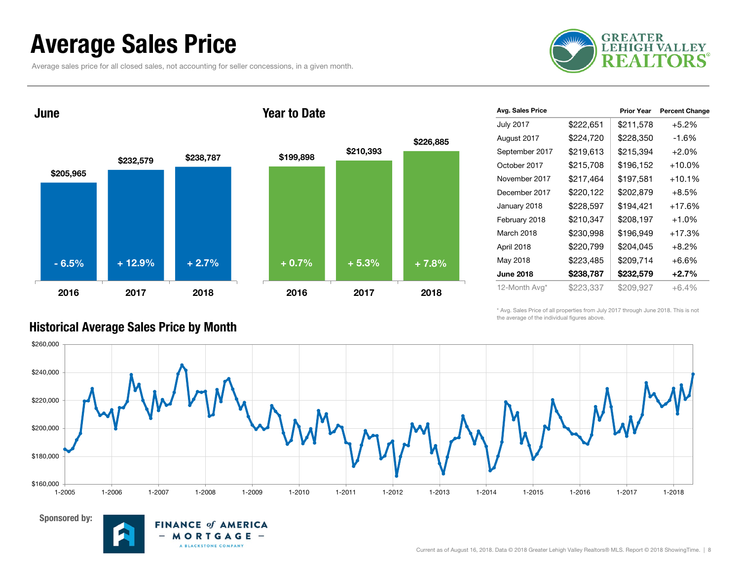# Average Sales Price

Average sales price for all closed sales, not accounting for seller concessions, in a given month.

## June

| Year | Average Sales Price | Change |
|---|---|---|
| 2016 | $205,965 | - 6.5% |
| 2017 | $232,579 | + 12.9% |
| 2018 | $238,787 | + 2.7% |

## Year to Date

| Year | Average Sales Price | Change |
|---|---|---|
| 2016 | $199,898 | + 0.7% |
| 2017 | $210,393 | + 5.3% |
| 2018 | $226,885 | + 7.8% |

| Avg. Sales Price | | Prior Year | Percent Change |
|---|---|---|---|
| July 2017 | $222,651 | $211,578 | +5.2% |
| August 2017 | $224,720 | $228,350 | -1.6% |
| September 2017 | $219,613 | $215,394 | +2.0% |
| October 2017 | $215,708 | $196,152 | +10.0% |
| November 2017 | $217,464 | $197,581 | +10.1% |
| December 2017 | $220,122 | $202,879 | +8.5% |
| January 2018 | $228,597 | $194,421 | +17.6% |
| February 2018 | $210,347 | $208,197 | +1.0% |
| March 2018 | $230,998 | $196,949 | +17.3% |
| April 2018 | $220,799 | $204,045 | +8.2% |
| May 2018 | $223,485 | $209,714 | +6.6% |
| **June 2018** | **$238,787** | **$232,579** | **+2.7%** |
| 12-Month Avg* | $223,337 | $209,927 | +6.4% |

\* Avg. Sales Price of all properties from July 2017 through June 2018. This is not the average of the individual figures above.

## Historical Average Sales Price by Month

Sponsored by: Finance of America Mortgage – A Blackstone Company

Current as of August 16, 2018. Data © 2018 Greater Lehigh Valley Realtors® MLS. Report © 2018 ShowingTime.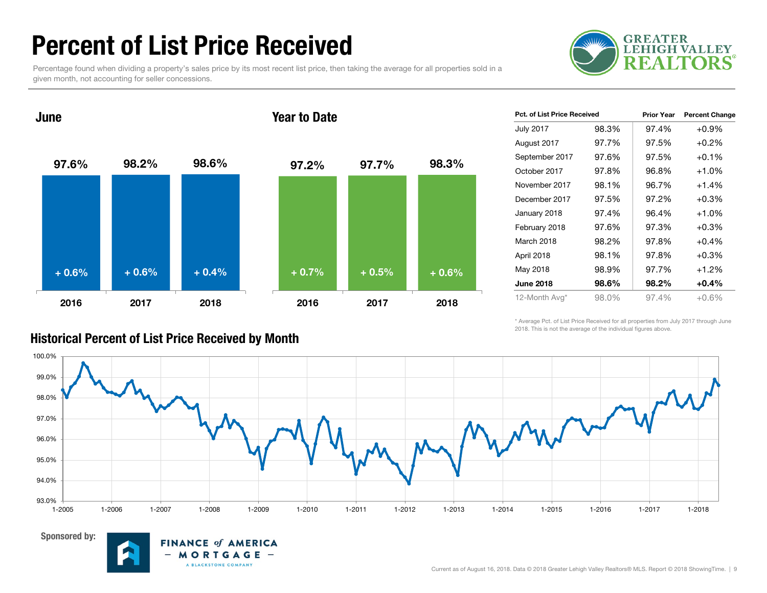# Percent of List Price Received

Percentage found when dividing a property's sales price by its most recent list price, then taking the average for all properties sold in a given month, not accounting for seller concessions.

GREATER LEHIGH VALLEY REALTORS®

## June

| | 2016 | 2017 | 2018 |
|---|---|---|---|
| Percent of List Price Received | 97.6% | 98.2% | 98.6% |
| Change | + 0.6% | + 0.6% | + 0.4% |

## Year to Date

| | 2016 | 2017 | 2018 |
|---|---|---|---|
| Percent of List Price Received | 97.2% | 97.7% | 98.3% |
| Change | + 0.7% | + 0.5% | + 0.6% |

| Pct. of List Price Received | | Prior Year | Percent Change |
|---|---|---|---|
| July 2017 | 98.3% | 97.4% | +0.9% |
| August 2017 | 97.7% | 97.5% | +0.2% |
| September 2017 | 97.6% | 97.5% | +0.1% |
| October 2017 | 97.8% | 96.8% | +1.0% |
| November 2017 | 98.1% | 96.7% | +1.4% |
| December 2017 | 97.5% | 97.2% | +0.3% |
| January 2018 | 97.4% | 96.4% | +1.0% |
| February 2018 | 97.6% | 97.3% | +0.3% |
| March 2018 | 98.2% | 97.8% | +0.4% |
| April 2018 | 98.1% | 97.8% | +0.3% |
| May 2018 | 98.9% | 97.7% | +1.2% |
| **June 2018** | **98.6%** | **98.2%** | **+0.4%** |
| 12-Month Avg* | 98.0% | 97.4% | +0.6% |

\* Average Pct. of List Price Received for all properties from July 2017 through June 2018. This is not the average of the individual figures above.

## Historical Percent of List Price Received by Month

Sponsored by: FINANCE of AMERICA MORTGAGE – A BLACKSTONE COMPANY

Current as of August 16, 2018. Data © 2018 Greater Lehigh Valley Realtors® MLS. Report © 2018 ShowingTime.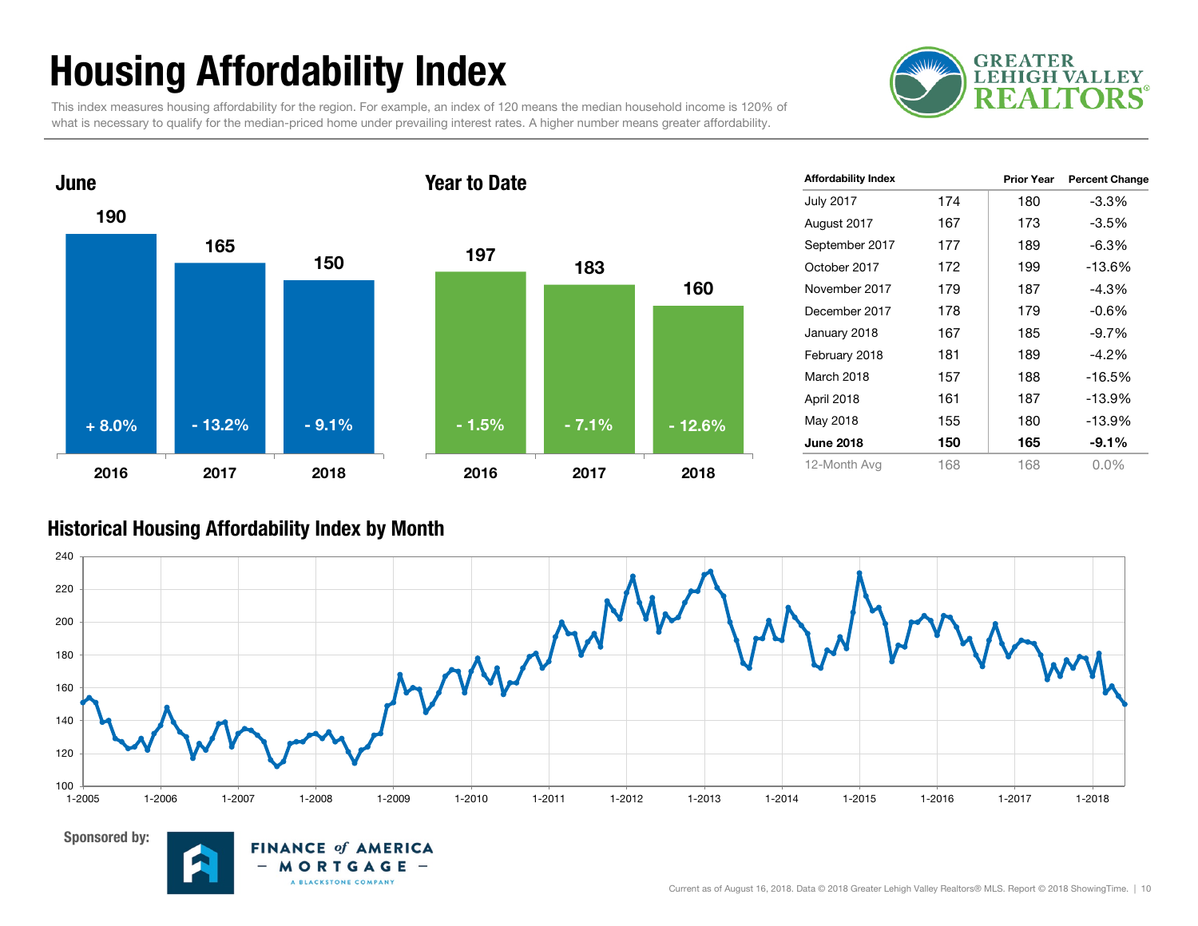# Housing Affordability Index

This index measures housing affordability for the region. For example, an index of 120 means the median household income is 120% of what is necessary to qualify for the median-priced home under prevailing interest rates. A higher number means greater affordability.

GREATER LEHIGH VALLEY REALTORS®

## June

| Year | Index | Change |
|---|---|---|
| 2016 | 190 | + 8.0% |
| 2017 | 165 | - 13.2% |
| 2018 | 150 | - 9.1% |

## Year to Date

| Year | Index | Change |
|---|---|---|
| 2016 | 197 | - 1.5% |
| 2017 | 183 | - 7.1% |
| 2018 | 160 | - 12.6% |

| Affordability Index | | Prior Year | Percent Change |
|---|---|---|---|
| July 2017 | 174 | 180 | -3.3% |
| August 2017 | 167 | 173 | -3.5% |
| September 2017 | 177 | 189 | -6.3% |
| October 2017 | 172 | 199 | -13.6% |
| November 2017 | 179 | 187 | -4.3% |
| December 2017 | 178 | 179 | -0.6% |
| January 2018 | 167 | 185 | -9.7% |
| February 2018 | 181 | 189 | -4.2% |
| March 2018 | 157 | 188 | -16.5% |
| April 2018 | 161 | 187 | -13.9% |
| May 2018 | 155 | 180 | -13.9% |
| **June 2018** | **150** | **165** | **-9.1%** |
| 12-Month Avg | 168 | 168 | 0.0% |

## Historical Housing Affordability Index by Month

Sponsored by: FINANCE of AMERICA MORTGAGE – A BLACKSTONE COMPANY

Current as of August 16, 2018. Data © 2018 Greater Lehigh Valley Realtors® MLS. Report © 2018 ShowingTime.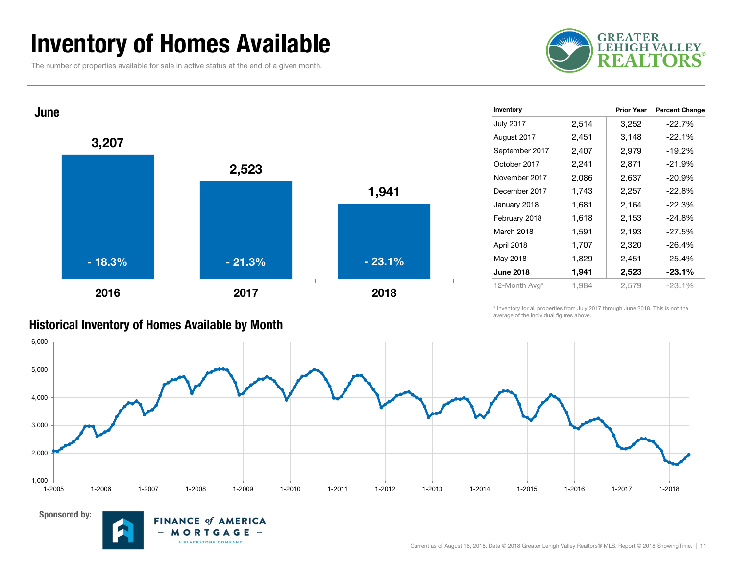# Inventory of Homes Available

The number of properties available for sale in active status at the end of a given month.

GREATER LEHIGH VALLEY REALTORS®

## June

| Year | Inventory | Change |
|---|---|---|
| 2016 | 3,207 | - 18.3% |
| 2017 | 2,523 | - 21.3% |
| 2018 | 1,941 | - 23.1% |

| Inventory | | Prior Year | Percent Change |
|---|---|---|---|
| July 2017 | 2,514 | 3,252 | -22.7% |
| August 2017 | 2,451 | 3,148 | -22.1% |
| September 2017 | 2,407 | 2,979 | -19.2% |
| October 2017 | 2,241 | 2,871 | -21.9% |
| November 2017 | 2,086 | 2,637 | -20.9% |
| December 2017 | 1,743 | 2,257 | -22.8% |
| January 2018 | 1,681 | 2,164 | -22.3% |
| February 2018 | 1,618 | 2,153 | -24.8% |
| March 2018 | 1,591 | 2,193 | -27.5% |
| April 2018 | 1,707 | 2,320 | -26.4% |
| May 2018 | 1,829 | 2,451 | -25.4% |
| **June 2018** | **1,941** | **2,523** | **-23.1%** |
| 12-Month Avg* | 1,984 | 2,579 | -23.1% |

* Inventory for all properties from July 2017 through June 2018. This is not the average of the individual figures above.

## Historical Inventory of Homes Available by Month

Sponsored by: FINANCE of AMERICA – MORTGAGE – A BLACKSTONE COMPANY

Current as of August 16, 2018. Data © 2018 Greater Lehigh Valley Realtors® MLS. Report © 2018 ShowingTime.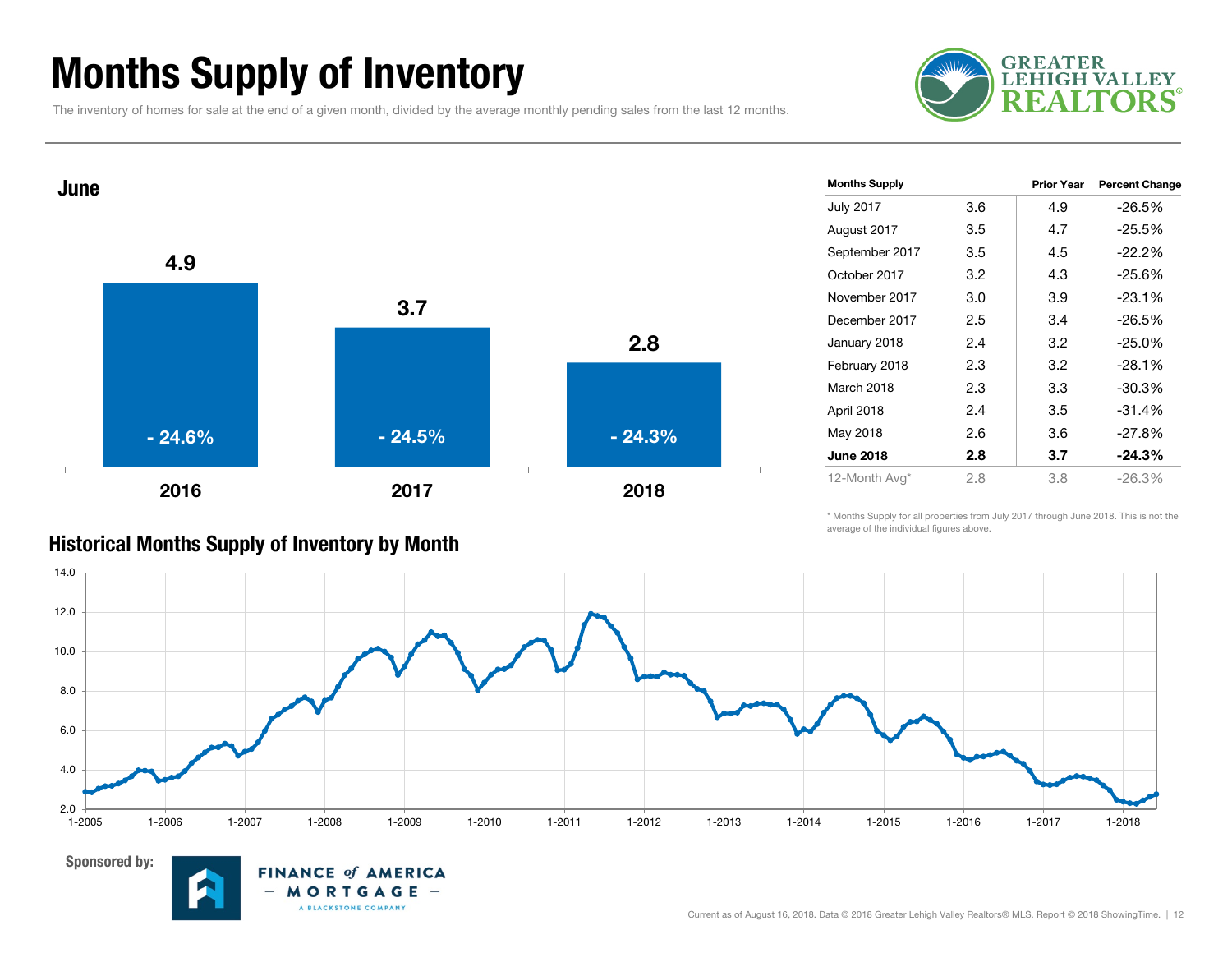# Months Supply of Inventory

The inventory of homes for sale at the end of a given month, divided by the average monthly pending sales from the last 12 months.

## June

| | 2016 | 2017 | 2018 |
|---|---|---|---|
| Months Supply | 4.9 | 3.7 | 2.8 |
| Percent Change | - 24.6% | - 24.5% | - 24.3% |

| Months Supply | | Prior Year | Percent Change |
|---|---|---|---|
| July 2017 | 3.6 | 4.9 | -26.5% |
| August 2017 | 3.5 | 4.7 | -25.5% |
| September 2017 | 3.5 | 4.5 | -22.2% |
| October 2017 | 3.2 | 4.3 | -25.6% |
| November 2017 | 3.0 | 3.9 | -23.1% |
| December 2017 | 2.5 | 3.4 | -26.5% |
| January 2018 | 2.4 | 3.2 | -25.0% |
| February 2018 | 2.3 | 3.2 | -28.1% |
| March 2018 | 2.3 | 3.3 | -30.3% |
| April 2018 | 2.4 | 3.5 | -31.4% |
| May 2018 | 2.6 | 3.6 | -27.8% |
| **June 2018** | **2.8** | **3.7** | **-24.3%** |
| 12-Month Avg* | 2.8 | 3.8 | -26.3% |

\* Months Supply for all properties from July 2017 through June 2018. This is not the average of the individual figures above.

## Historical Months Supply of Inventory by Month

Sponsored by: Finance of America Mortgage – A Blackstone Company

Current as of August 16, 2018. Data © 2018 Greater Lehigh Valley Realtors® MLS. Report © 2018 ShowingTime.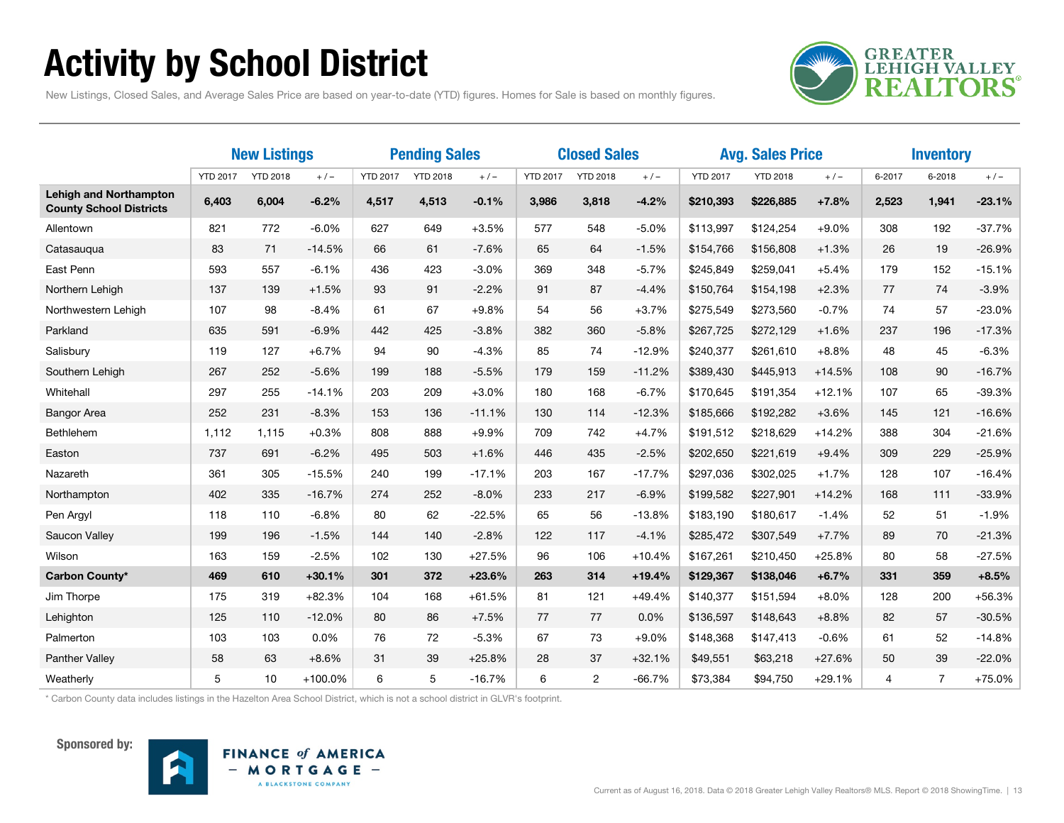# Activity by School District

New Listings, Closed Sales, and Average Sales Price are based on year-to-date (YTD) figures. Homes for Sale is based on monthly figures.

| | New Listings | | | Pending Sales | | | Closed Sales | | | Avg. Sales Price | | | Inventory | | |
|---|---|---|---|---|---|---|---|---|---|---|---|---|---|---|---|
| | YTD 2017 | YTD 2018 | + / – | YTD 2017 | YTD 2018 | + / – | YTD 2017 | YTD 2018 | + / – | YTD 2017 | YTD 2018 | + / – | 6-2017 | 6-2018 | + / – |
| **Lehigh and Northampton County School Districts** | **6,403** | **6,004** | **-6.2%** | **4,517** | **4,513** | **-0.1%** | **3,986** | **3,818** | **-4.2%** | **$210,393** | **$226,885** | **+7.8%** | **2,523** | **1,941** | **-23.1%** |
| Allentown | 821 | 772 | -6.0% | 627 | 649 | +3.5% | 577 | 548 | -5.0% | $113,997 | $124,254 | +9.0% | 308 | 192 | -37.7% |
| Catasauqua | 83 | 71 | -14.5% | 66 | 61 | -7.6% | 65 | 64 | -1.5% | $154,766 | $156,808 | +1.3% | 26 | 19 | -26.9% |
| East Penn | 593 | 557 | -6.1% | 436 | 423 | -3.0% | 369 | 348 | -5.7% | $245,849 | $259,041 | +5.4% | 179 | 152 | -15.1% |
| Northern Lehigh | 137 | 139 | +1.5% | 93 | 91 | -2.2% | 91 | 87 | -4.4% | $150,764 | $154,198 | +2.3% | 77 | 74 | -3.9% |
| Northwestern Lehigh | 107 | 98 | -8.4% | 61 | 67 | +9.8% | 54 | 56 | +3.7% | $275,549 | $273,560 | -0.7% | 74 | 57 | -23.0% |
| Parkland | 635 | 591 | -6.9% | 442 | 425 | -3.8% | 382 | 360 | -5.8% | $267,725 | $272,129 | +1.6% | 237 | 196 | -17.3% |
| Salisbury | 119 | 127 | +6.7% | 94 | 90 | -4.3% | 85 | 74 | -12.9% | $240,377 | $261,610 | +8.8% | 48 | 45 | -6.3% |
| Southern Lehigh | 267 | 252 | -5.6% | 199 | 188 | -5.5% | 179 | 159 | -11.2% | $389,430 | $445,913 | +14.5% | 108 | 90 | -16.7% |
| Whitehall | 297 | 255 | -14.1% | 203 | 209 | +3.0% | 180 | 168 | -6.7% | $170,645 | $191,354 | +12.1% | 107 | 65 | -39.3% |
| Bangor Area | 252 | 231 | -8.3% | 153 | 136 | -11.1% | 130 | 114 | -12.3% | $185,666 | $192,282 | +3.6% | 145 | 121 | -16.6% |
| Bethlehem | 1,112 | 1,115 | +0.3% | 808 | 888 | +9.9% | 709 | 742 | +4.7% | $191,512 | $218,629 | +14.2% | 388 | 304 | -21.6% |
| Easton | 737 | 691 | -6.2% | 495 | 503 | +1.6% | 446 | 435 | -2.5% | $202,650 | $221,619 | +9.4% | 309 | 229 | -25.9% |
| Nazareth | 361 | 305 | -15.5% | 240 | 199 | -17.1% | 203 | 167 | -17.7% | $297,036 | $302,025 | +1.7% | 128 | 107 | -16.4% |
| Northampton | 402 | 335 | -16.7% | 274 | 252 | -8.0% | 233 | 217 | -6.9% | $199,582 | $227,901 | +14.2% | 168 | 111 | -33.9% |
| Pen Argyl | 118 | 110 | -6.8% | 80 | 62 | -22.5% | 65 | 56 | -13.8% | $183,190 | $180,617 | -1.4% | 52 | 51 | -1.9% |
| Saucon Valley | 199 | 196 | -1.5% | 144 | 140 | -2.8% | 122 | 117 | -4.1% | $285,472 | $307,549 | +7.7% | 89 | 70 | -21.3% |
| Wilson | 163 | 159 | -2.5% | 102 | 130 | +27.5% | 96 | 106 | +10.4% | $167,261 | $210,450 | +25.8% | 80 | 58 | -27.5% |
| **Carbon County*** | **469** | **610** | **+30.1%** | **301** | **372** | **+23.6%** | **263** | **314** | **+19.4%** | **$129,367** | **$138,046** | **+6.7%** | **331** | **359** | **+8.5%** |
| Jim Thorpe | 175 | 319 | +82.3% | 104 | 168 | +61.5% | 81 | 121 | +49.4% | $140,377 | $151,594 | +8.0% | 128 | 200 | +56.3% |
| Lehighton | 125 | 110 | -12.0% | 80 | 86 | +7.5% | 77 | 77 | 0.0% | $136,597 | $148,643 | +8.8% | 82 | 57 | -30.5% |
| Palmerton | 103 | 103 | 0.0% | 76 | 72 | -5.3% | 67 | 73 | +9.0% | $148,368 | $147,413 | -0.6% | 61 | 52 | -14.8% |
| Panther Valley | 58 | 63 | +8.6% | 31 | 39 | +25.8% | 28 | 37 | +32.1% | $49,551 | $63,218 | +27.6% | 50 | 39 | -22.0% |
| Weatherly | 5 | 10 | +100.0% | 6 | 5 | -16.7% | 6 | 2 | -66.7% | $73,384 | $94,750 | +29.1% | 4 | 7 | +75.0% |

* Carbon County data includes listings in the Hazelton Area School District, which is not a school district in GLVR's footprint.

**Sponsored by:** FINANCE of AMERICA – MORTGAGE – A BLACKSTONE COMPANY

Current as of August 16, 2018. Data © 2018 Greater Lehigh Valley Realtors® MLS. Report © 2018 ShowingTime.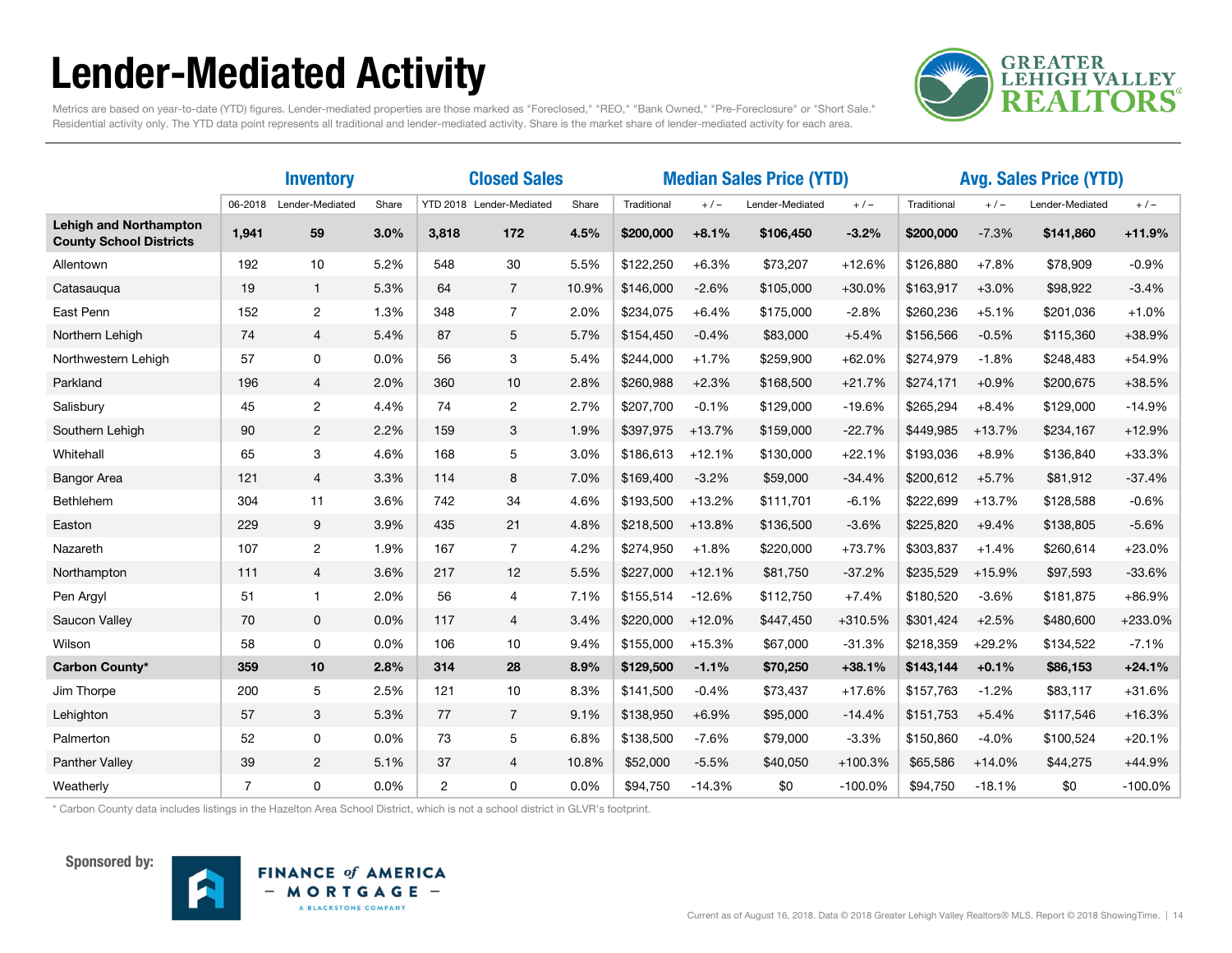# Lender-Mediated Activity

Metrics are based on year-to-date (YTD) figures. Lender-mediated properties are those marked as "Foreclosed," "REO," "Bank Owned," "Pre-Foreclosure" or "Short Sale." Residential activity only. The YTD data point represents all traditional and lender-mediated activity. Share is the market share of lender-mediated activity for each area.

| | Inventory | | | Closed Sales | | | Median Sales Price (YTD) | | | | Avg. Sales Price (YTD) | | | |
|---|---|---|---|---|---|---|---|---|---|---|---|---|---|---|
| | 06-2018 | Lender-Mediated | Share | YTD 2018 | Lender-Mediated | Share | Traditional | + / – | Lender-Mediated | + / – | Traditional | + / – | Lender-Mediated | + / – |
| **Lehigh and Northampton County School Districts** | **1,941** | **59** | **3.0%** | **3,818** | **172** | **4.5%** | **$200,000** | **+8.1%** | **$106,450** | **-3.2%** | **$200,000** | -7.3% | **$141,860** | **+11.9%** |
| Allentown | 192 | 10 | 5.2% | 548 | 30 | 5.5% | $122,250 | +6.3% | $73,207 | +12.6% | $126,880 | +7.8% | $78,909 | -0.9% |
| Catasauqua | 19 | 1 | 5.3% | 64 | 7 | 10.9% | $146,000 | -2.6% | $105,000 | +30.0% | $163,917 | +3.0% | $98,922 | -3.4% |
| East Penn | 152 | 2 | 1.3% | 348 | 7 | 2.0% | $234,075 | +6.4% | $175,000 | -2.8% | $260,236 | +5.1% | $201,036 | +1.0% |
| Northern Lehigh | 74 | 4 | 5.4% | 87 | 5 | 5.7% | $154,450 | -0.4% | $83,000 | +5.4% | $156,566 | -0.5% | $115,360 | +38.9% |
| Northwestern Lehigh | 57 | 0 | 0.0% | 56 | 3 | 5.4% | $244,000 | +1.7% | $259,900 | +62.0% | $274,979 | -1.8% | $248,483 | +54.9% |
| Parkland | 196 | 4 | 2.0% | 360 | 10 | 2.8% | $260,988 | +2.3% | $168,500 | +21.7% | $274,171 | +0.9% | $200,675 | +38.5% |
| Salisbury | 45 | 2 | 4.4% | 74 | 2 | 2.7% | $207,700 | -0.1% | $129,000 | -19.6% | $265,294 | +8.4% | $129,000 | -14.9% |
| Southern Lehigh | 90 | 2 | 2.2% | 159 | 3 | 1.9% | $397,975 | +13.7% | $159,000 | -22.7% | $449,985 | +13.7% | $234,167 | +12.9% |
| Whitehall | 65 | 3 | 4.6% | 168 | 5 | 3.0% | $186,613 | +12.1% | $130,000 | +22.1% | $193,036 | +8.9% | $136,840 | +33.3% |
| Bangor Area | 121 | 4 | 3.3% | 114 | 8 | 7.0% | $169,400 | -3.2% | $59,000 | -34.4% | $200,612 | +5.7% | $81,912 | -37.4% |
| Bethlehem | 304 | 11 | 3.6% | 742 | 34 | 4.6% | $193,500 | +13.2% | $111,701 | -6.1% | $222,699 | +13.7% | $128,588 | -0.6% |
| Easton | 229 | 9 | 3.9% | 435 | 21 | 4.8% | $218,500 | +13.8% | $136,500 | -3.6% | $225,820 | +9.4% | $138,805 | -5.6% |
| Nazareth | 107 | 2 | 1.9% | 167 | 7 | 4.2% | $274,950 | +1.8% | $220,000 | +73.7% | $303,837 | +1.4% | $260,614 | +23.0% |
| Northampton | 111 | 4 | 3.6% | 217 | 12 | 5.5% | $227,000 | +12.1% | $81,750 | -37.2% | $235,529 | +15.9% | $97,593 | -33.6% |
| Pen Argyl | 51 | 1 | 2.0% | 56 | 4 | 7.1% | $155,514 | -12.6% | $112,750 | +7.4% | $180,520 | -3.6% | $181,875 | +86.9% |
| Saucon Valley | 70 | 0 | 0.0% | 117 | 4 | 3.4% | $220,000 | +12.0% | $447,450 | +310.5% | $301,424 | +2.5% | $480,600 | +233.0% |
| Wilson | 58 | 0 | 0.0% | 106 | 10 | 9.4% | $155,000 | +15.3% | $67,000 | -31.3% | $218,359 | +29.2% | $134,522 | -7.1% |
| **Carbon County*** | **359** | **10** | **2.8%** | **314** | **28** | **8.9%** | **$129,500** | **-1.1%** | **$70,250** | **+38.1%** | **$143,144** | **+0.1%** | **$86,153** | **+24.1%** |
| Jim Thorpe | 200 | 5 | 2.5% | 121 | 10 | 8.3% | $141,500 | -0.4% | $73,437 | +17.6% | $157,763 | -1.2% | $83,117 | +31.6% |
| Lehighton | 57 | 3 | 5.3% | 77 | 7 | 9.1% | $138,950 | +6.9% | $95,000 | -14.4% | $151,753 | +5.4% | $117,546 | +16.3% |
| Palmerton | 52 | 0 | 0.0% | 73 | 5 | 6.8% | $138,500 | -7.6% | $79,000 | -3.3% | $150,860 | -4.0% | $100,524 | +20.1% |
| Panther Valley | 39 | 2 | 5.1% | 37 | 4 | 10.8% | $52,000 | -5.5% | $40,050 | +100.3% | $65,586 | +14.0% | $44,275 | +44.9% |
| Weatherly | 7 | 0 | 0.0% | 2 | 0 | 0.0% | $94,750 | -14.3% | $0 | -100.0% | $94,750 | -18.1% | $0 | -100.0% |

\* Carbon County data includes listings in the Hazelton Area School District, which is not a school district in GLVR's footprint.

Sponsored by: FINANCE of AMERICA – MORTGAGE – A BLACKSTONE COMPANY

Current as of August 16, 2018. Data © 2018 Greater Lehigh Valley Realtors® MLS. Report © 2018 ShowingTime.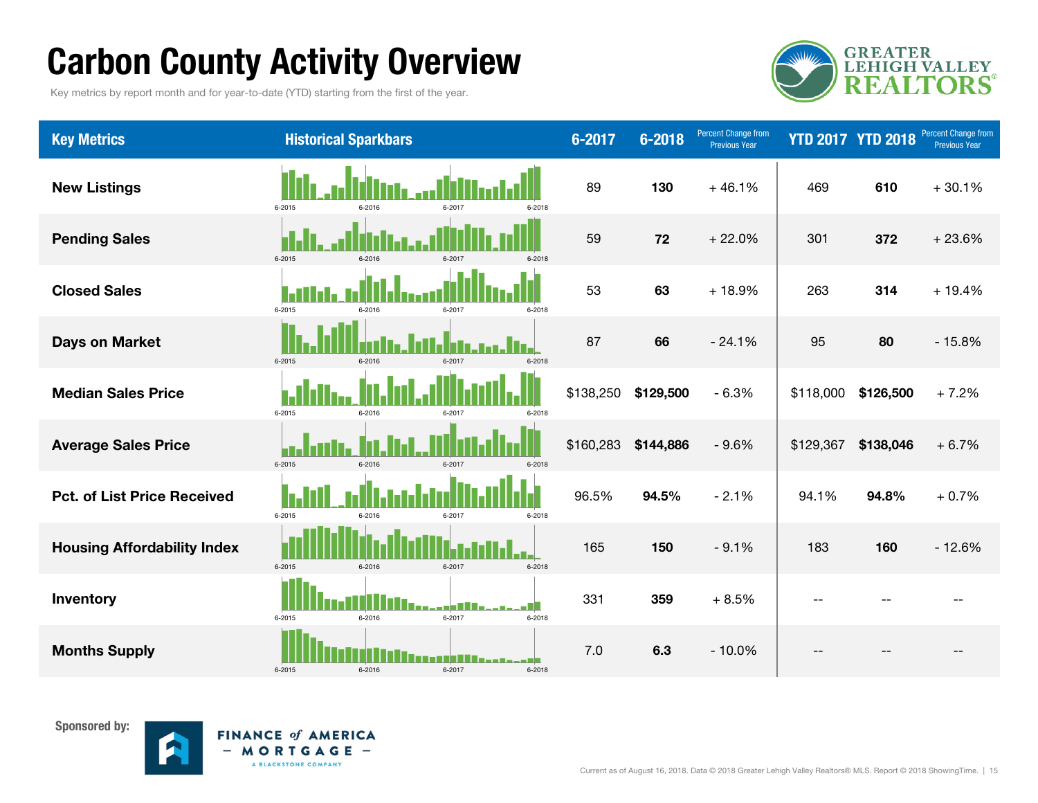# Carbon County Activity Overview

Key metrics by report month and for year-to-date (YTD) starting from the first of the year.

GREATER LEHIGH VALLEY REALTORS®

| Key Metrics | Historical Sparkbars | 6-2017 | 6-2018 | Percent Change from Previous Year | YTD 2017 | YTD 2018 | Percent Change from Previous Year |
|---|---|---|---|---|---|---|---|
| New Listings | 6-2015 6-2016 6-2017 6-2018 | 89 | **130** | + 46.1% | 469 | **610** | + 30.1% |
| Pending Sales | 6-2015 6-2016 6-2017 6-2018 | 59 | **72** | + 22.0% | 301 | **372** | + 23.6% |
| Closed Sales | 6-2015 6-2016 6-2017 6-2018 | 53 | **63** | + 18.9% | 263 | **314** | + 19.4% |
| Days on Market | 6-2015 6-2016 6-2017 6-2018 | 87 | **66** | - 24.1% | 95 | **80** | - 15.8% |
| Median Sales Price | 6-2015 6-2016 6-2017 6-2018 | $138,250 | **$129,500** | - 6.3% | $118,000 | **$126,500** | + 7.2% |
| Average Sales Price | 6-2015 6-2016 6-2017 6-2018 | $160,283 | **$144,886** | - 9.6% | $129,367 | **$138,046** | + 6.7% |
| Pct. of List Price Received | 6-2015 6-2016 6-2017 6-2018 | 96.5% | **94.5%** | - 2.1% | 94.1% | **94.8%** | + 0.7% |
| Housing Affordability Index | 6-2015 6-2016 6-2017 6-2018 | 165 | **150** | - 9.1% | 183 | **160** | - 12.6% |
| Inventory | 6-2015 6-2016 6-2017 6-2018 | 331 | **359** | + 8.5% | -- | -- | -- |
| Months Supply | 6-2015 6-2016 6-2017 6-2018 | 7.0 | **6.3** | - 10.0% | -- | -- | -- |

**Sponsored by:** FINANCE of AMERICA – MORTGAGE – A BLACKSTONE COMPANY

Current as of August 16, 2018. Data © 2018 Greater Lehigh Valley Realtors® MLS. Report © 2018 ShowingTime.